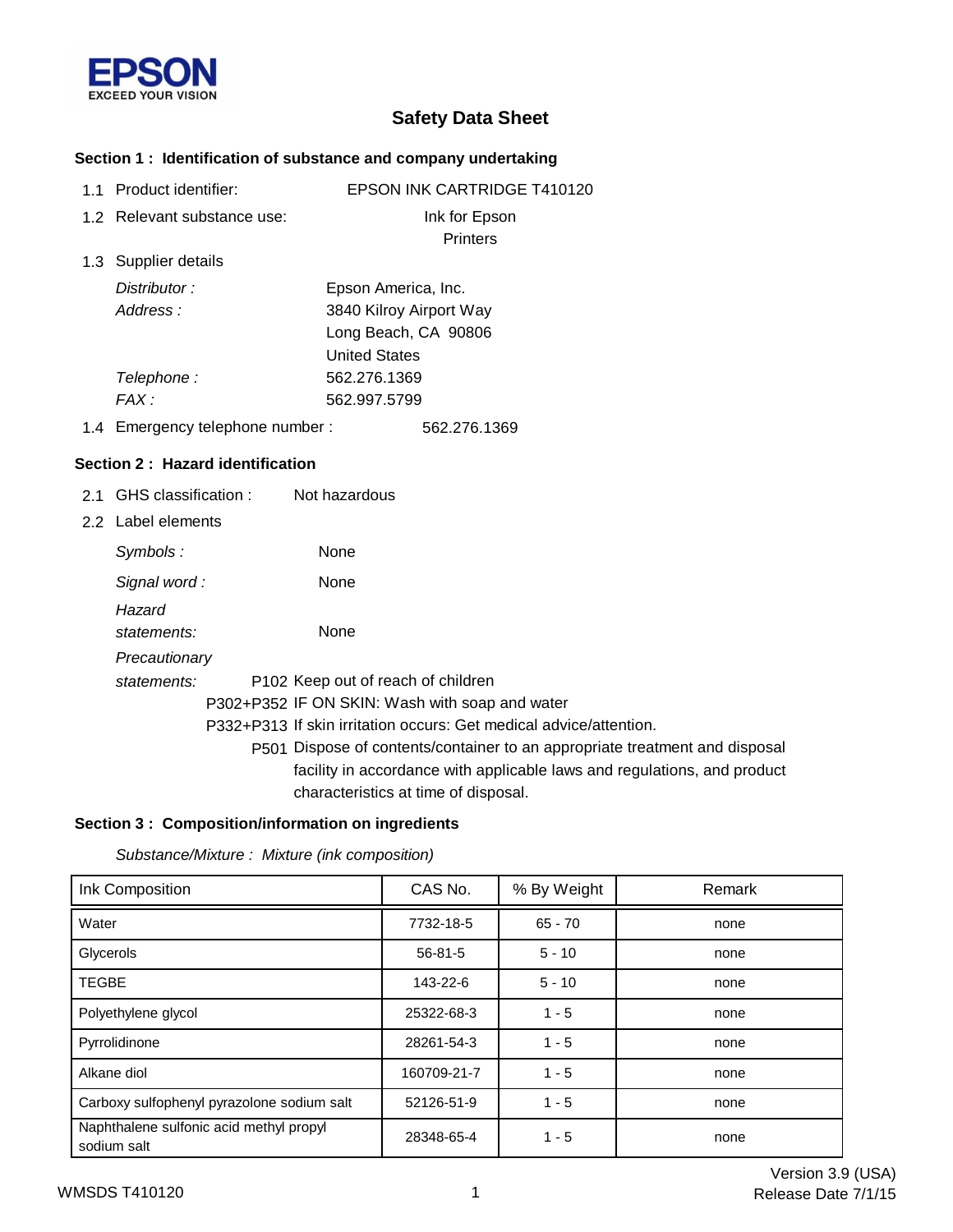EPSON
EXCEED YOUR VISION

# Safety Data Sheet

## Section 1 : Identification of substance and company undertaking

1.1 Product identifier: EPSON INK CARTRIDGE T410120

1.2 Relevant substance use: Ink for Epson Printers

1.3 Supplier details

*Distributor :* Epson America, Inc.

*Address :* 3840 Kilroy Airport Way
Long Beach, CA 90806
United States

*Telephone :* 562.276.1369

*FAX :* 562.997.5799

1.4 Emergency telephone number : 562.276.1369

## Section 2 : Hazard identification

2.1 GHS classification : Not hazardous

2.2 Label elements

*Symbols :* None

*Signal word :* None

*Hazard statements:* None

*Precautionary statements:*

P102 Keep out of reach of children

P302+P352 IF ON SKIN: Wash with soap and water

P332+P313 If skin irritation occurs: Get medical advice/attention.

P501 Dispose of contents/container to an appropriate treatment and disposal facility in accordance with applicable laws and regulations, and product characteristics at time of disposal.

## Section 3 : Composition/information on ingredients

*Substance/Mixture : Mixture (ink composition)*

| Ink Composition | CAS No. | % By Weight | Remark |
|---|---|---|---|
| Water | 7732-18-5 | 65 - 70 | none |
| Glycerols | 56-81-5 | 5 - 10 | none |
| TEGBE | 143-22-6 | 5 - 10 | none |
| Polyethylene glycol | 25322-68-3 | 1 - 5 | none |
| Pyrrolidinone | 28261-54-3 | 1 - 5 | none |
| Alkane diol | 160709-21-7 | 1 - 5 | none |
| Carboxy sulfophenyl pyrazolone sodium salt | 52126-51-9 | 1 - 5 | none |
| Naphthalene sulfonic acid methyl propyl sodium salt | 28348-65-4 | 1 - 5 | none |

WMSDS T410120

Version 3.9 (USA)
Release Date 7/1/15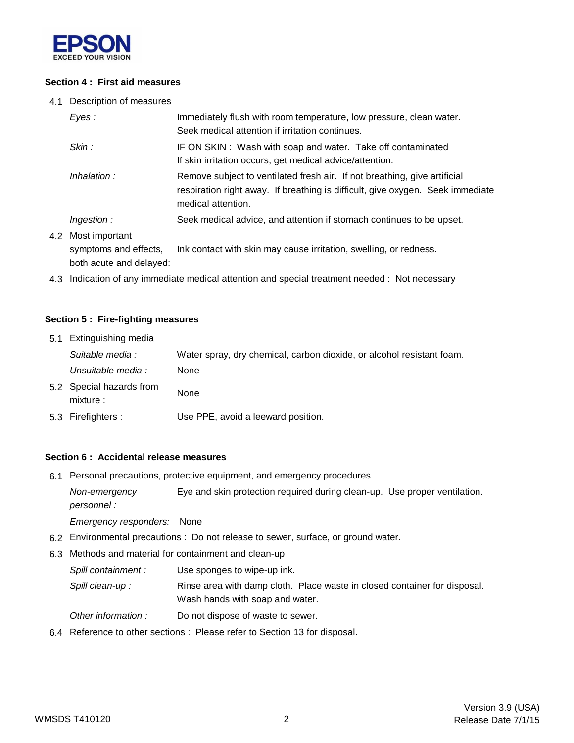## Section 4 : First aid measures

4.1 Description of measures

| | |
|---|---|
| *Eyes :* | Immediately flush with room temperature, low pressure, clean water. Seek medical attention if irritation continues. |
| *Skin :* | IF ON SKIN : Wash with soap and water. Take off contaminated If skin irritation occurs, get medical advice/attention. |
| *Inhalation :* | Remove subject to ventilated fresh air. If not breathing, give artificial respiration right away. If breathing is difficult, give oxygen. Seek immediate medical attention. |
| *Ingestion :* | Seek medical advice, and attention if stomach continues to be upset. |

4.2 Most important symptoms and effects, both acute and delayed: Ink contact with skin may cause irritation, swelling, or redness.

4.3 Indication of any immediate medical attention and special treatment needed : Not necessary

## Section 5 : Fire-fighting measures

5.1 Extinguishing media

| | |
|---|---|
| *Suitable media :* | Water spray, dry chemical, carbon dioxide, or alcohol resistant foam. |
| *Unsuitable media :* | None |

5.2 Special hazards from mixture : None

5.3 Firefighters : Use PPE, avoid a leeward position.

## Section 6 : Accidental release measures

6.1 Personal precautions, protective equipment, and emergency procedures

| | |
|---|---|
| *Non-emergency personnel :* | Eye and skin protection required during clean-up. Use proper ventilation. |
| *Emergency responders:* | None |

6.2 Environmental precautions : Do not release to sewer, surface, or ground water.

6.3 Methods and material for containment and clean-up

| | |
|---|---|
| *Spill containment :* | Use sponges to wipe-up ink. |
| *Spill clean-up :* | Rinse area with damp cloth. Place waste in closed container for disposal. Wash hands with soap and water. |
| *Other information :* | Do not dispose of waste to sewer. |

6.4 Reference to other sections : Please refer to Section 13 for disposal.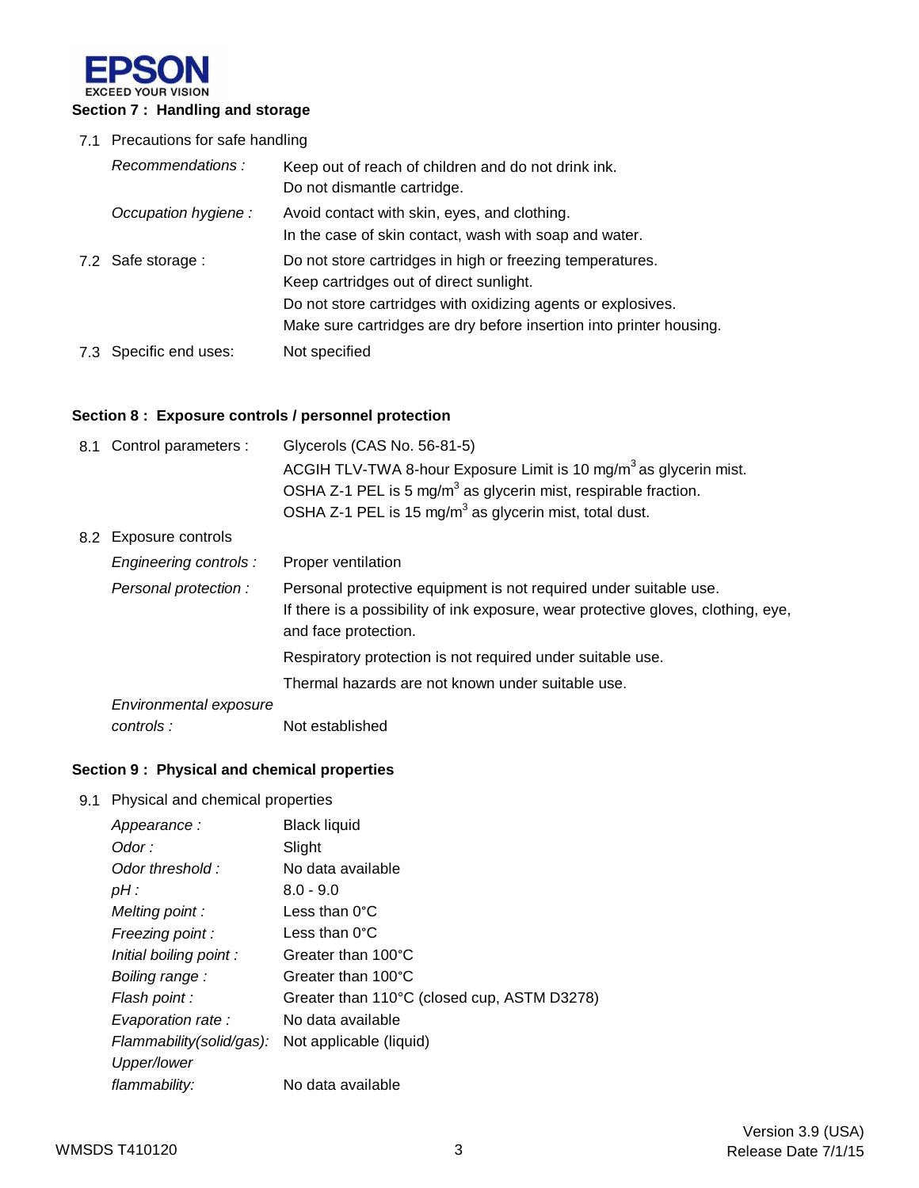## Section 7 : Handling and storage

7.1 Precautions for safe handling

| | |
|---|---|
| *Recommendations :* | Keep out of reach of children and do not drink ink.<br>Do not dismantle cartridge. |
| *Occupation hygiene :* | Avoid contact with skin, eyes, and clothing.<br>In the case of skin contact, wash with soap and water. |

7.2 Safe storage : Do not store cartridges in high or freezing temperatures.
Keep cartridges out of direct sunlight.
Do not store cartridges with oxidizing agents or explosives.
Make sure cartridges are dry before insertion into printer housing.

7.3 Specific end uses: Not specified

## Section 8 : Exposure controls / personnel protection

8.1 Control parameters : Glycerols (CAS No. 56-81-5)
ACGIH TLV-TWA 8-hour Exposure Limit is 10 $mg/m^3$ as glycerin mist.
OSHA Z-1 PEL is 5 $mg/m^3$ as glycerin mist, respirable fraction.
OSHA Z-1 PEL is 15 $mg/m^3$ as glycerin mist, total dust.

8.2 Exposure controls

| | |
|---|---|
| *Engineering controls :* | Proper ventilation |
| *Personal protection :* | Personal protective equipment is not required under suitable use.<br>If there is a possibility of ink exposure, wear protective gloves, clothing, eye, and face protection.<br>Respiratory protection is not required under suitable use.<br>Thermal hazards are not known under suitable use. |
| *Environmental exposure controls :* | Not established |

## Section 9 : Physical and chemical properties

9.1 Physical and chemical properties

| | |
|---|---|
| *Appearance :* | Black liquid |
| *Odor :* | Slight |
| *Odor threshold :* | No data available |
| *pH :* | 8.0 - 9.0 |
| *Melting point :* | Less than 0°C |
| *Freezing point :* | Less than 0°C |
| *Initial boiling point :* | Greater than 100°C |
| *Boiling range :* | Greater than 100°C |
| *Flash point :* | Greater than 110°C (closed cup, ASTM D3278) |
| *Evaporation rate :* | No data available |
| *Flammability(solid/gas):* | Not applicable (liquid) |
| *Upper/lower flammability:* | No data available |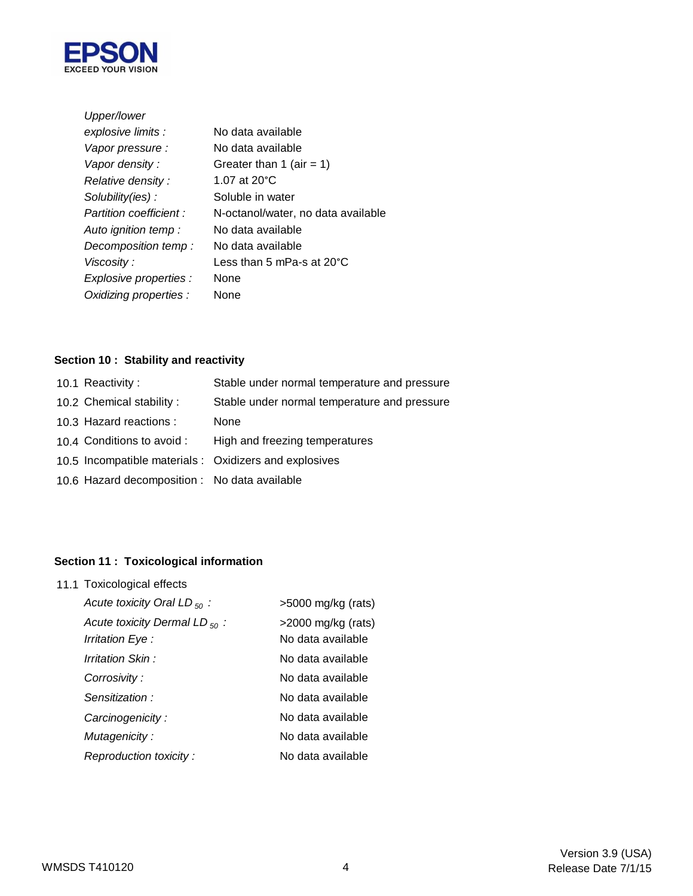| | |
|---|---|
| *Upper/lower explosive limits :* | No data available |
| *Vapor pressure :* | No data available |
| *Vapor density :* | Greater than 1 (air = 1) |
| *Relative density :* | 1.07 at 20°C |
| *Solubility(ies) :* | Soluble in water |
| *Partition coefficient :* | N-octanol/water, no data available |
| *Auto ignition temp :* | No data available |
| *Decomposition temp :* | No data available |
| *Viscosity :* | Less than 5 mPa-s at 20°C |
| *Explosive properties :* | None |
| *Oxidizing properties :* | None |

## Section 10 : Stability and reactivity

| | |
|---|---|
| 10.1 Reactivity : | Stable under normal temperature and pressure |
| 10.2 Chemical stability : | Stable under normal temperature and pressure |
| 10.3 Hazard reactions : | None |
| 10.4 Conditions to avoid : | High and freezing temperatures |
| 10.5 Incompatible materials : | Oxidizers and explosives |
| 10.6 Hazard decomposition : | No data available |

## Section 11 : Toxicological information

11.1 Toxicological effects

| | |
|---|---|
| *Acute toxicity Oral $LD_{50}$ :* | >5000 mg/kg (rats) |
| *Acute toxicity Dermal $LD_{50}$ :* | >2000 mg/kg (rats) |
| *Irritation Eye :* | No data available |
| *Irritation Skin :* | No data available |
| *Corrosivity :* | No data available |
| *Sensitization :* | No data available |
| *Carcinogenicity :* | No data available |
| *Mutagenicity :* | No data available |
| *Reproduction toxicity :* | No data available |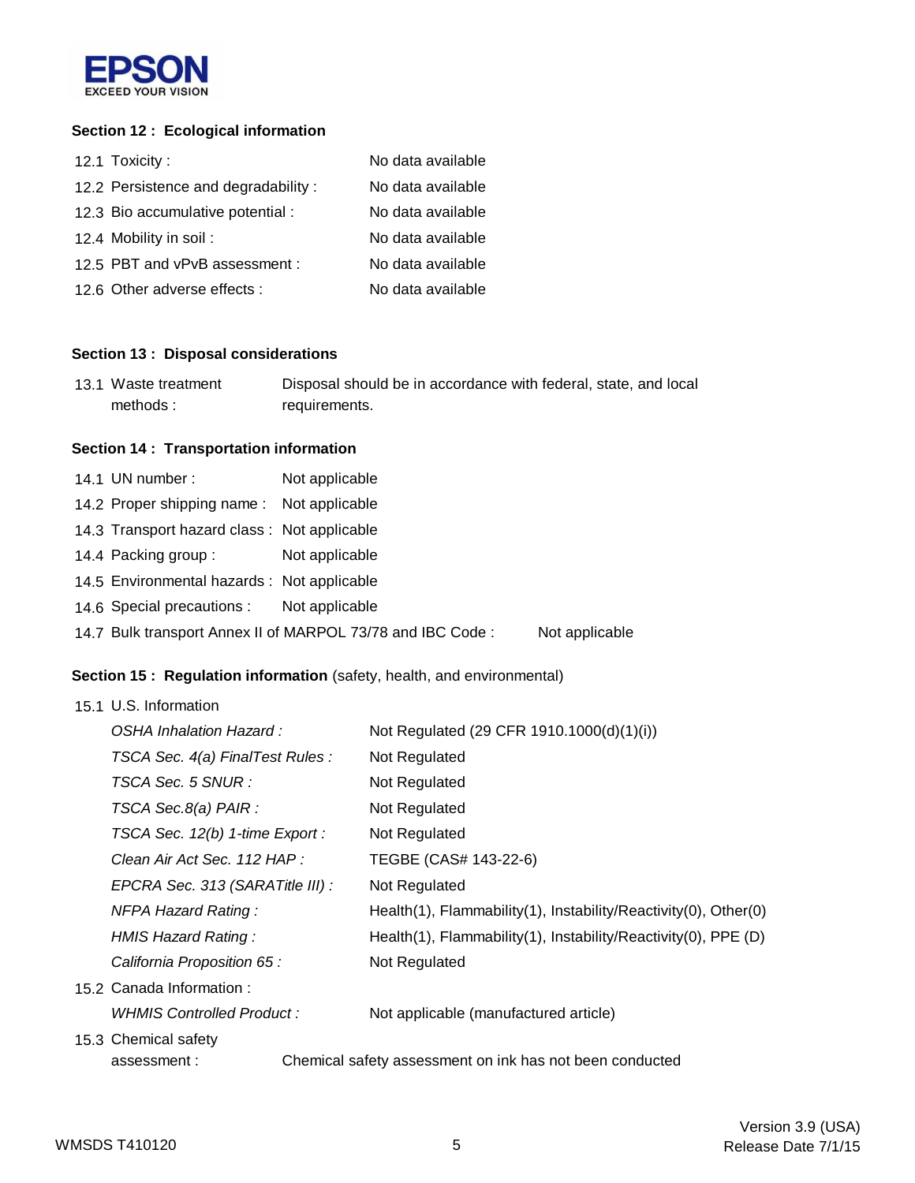EPSON
EXCEED YOUR VISION

## Section 12 : Ecological information

| | |
|---|---|
| 12.1 Toxicity : | No data available |
| 12.2 Persistence and degradability : | No data available |
| 12.3 Bio accumulative potential : | No data available |
| 12.4 Mobility in soil : | No data available |
| 12.5 PBT and vPvB assessment : | No data available |
| 12.6 Other adverse effects : | No data available |

## Section 13 : Disposal considerations

13.1 Waste treatment methods : Disposal should be in accordance with federal, state, and local requirements.

## Section 14 : Transportation information

| | |
|---|---|
| 14.1 UN number : | Not applicable |
| 14.2 Proper shipping name : | Not applicable |
| 14.3 Transport hazard class : | Not applicable |
| 14.4 Packing group : | Not applicable |
| 14.5 Environmental hazards : | Not applicable |
| 14.6 Special precautions : | Not applicable |
| 14.7 Bulk transport Annex II of MARPOL 73/78 and IBC Code : | Not applicable |

## Section 15 : Regulation information (safety, health, and environmental)

15.1 U.S. Information

| | |
|---|---|
| *OSHA Inhalation Hazard :* | Not Regulated (29 CFR 1910.1000(d)(1)(i)) |
| *TSCA Sec. 4(a) FinalTest Rules :* | Not Regulated |
| *TSCA Sec. 5 SNUR :* | Not Regulated |
| *TSCA Sec.8(a) PAIR :* | Not Regulated |
| *TSCA Sec. 12(b) 1-time Export :* | Not Regulated |
| *Clean Air Act Sec. 112 HAP :* | TEGBE (CAS# 143-22-6) |
| *EPCRA Sec. 313 (SARATitle III) :* | Not Regulated |
| *NFPA Hazard Rating :* | Health(1), Flammability(1), Instability/Reactivity(0), Other(0) |
| *HMIS Hazard Rating :* | Health(1), Flammability(1), Instability/Reactivity(0), PPE (D) |
| *California Proposition 65 :* | Not Regulated |

15.2 Canada Information :

| | |
|---|---|
| *WHMIS Controlled Product :* | Not applicable (manufactured article) |

15.3 Chemical safety assessment : Chemical safety assessment on ink has not been conducted

WMSDS T410120 Version 3.9 (USA) Release Date 7/1/15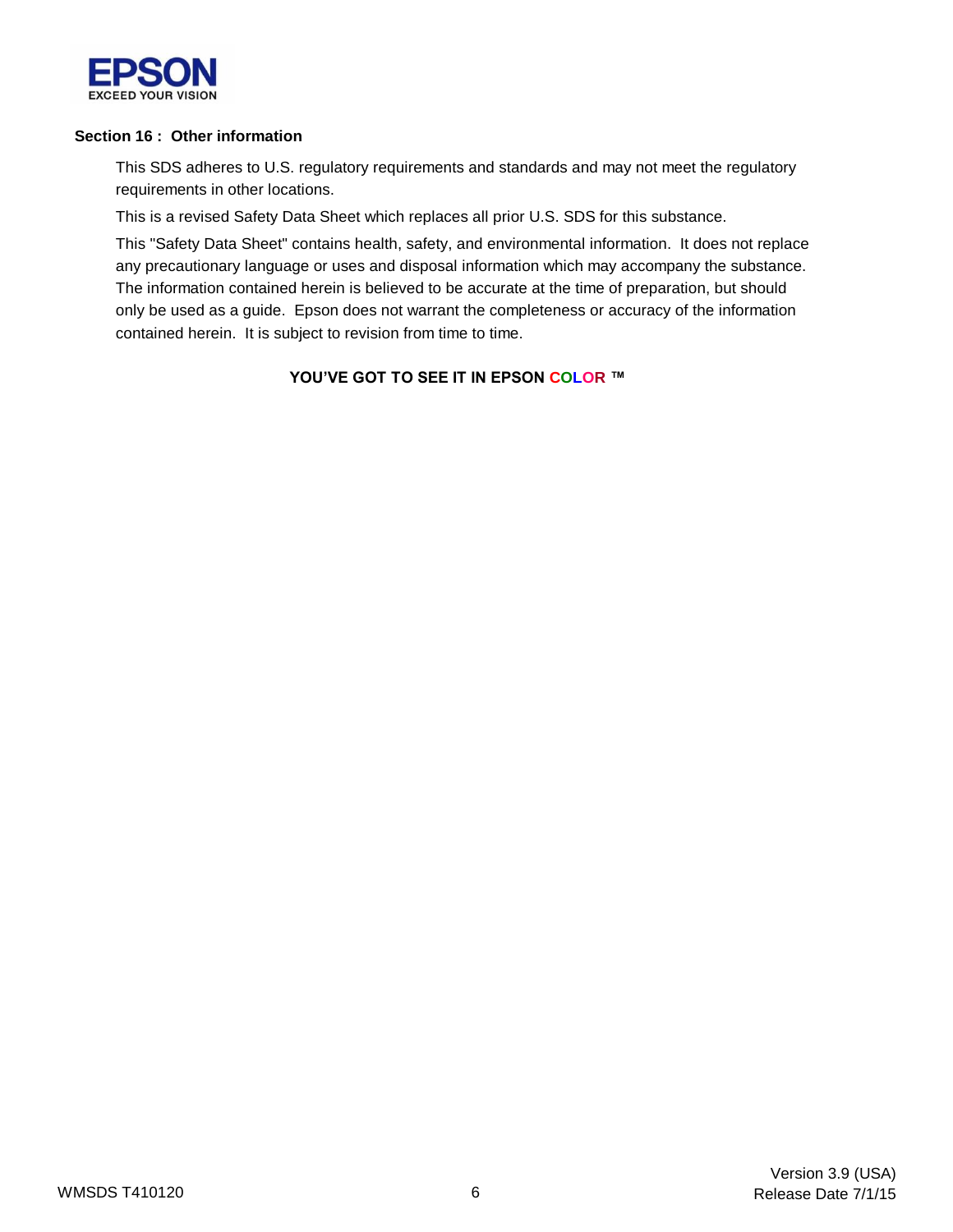## Section 16 : Other information

This SDS adheres to U.S. regulatory requirements and standards and may not meet the regulatory requirements in other locations.

This is a revised Safety Data Sheet which replaces all prior U.S. SDS for this substance.

This "Safety Data Sheet" contains health, safety, and environmental information. It does not replace any precautionary language or uses and disposal information which may accompany the substance. The information contained herein is believed to be accurate at the time of preparation, but should only be used as a guide. Epson does not warrant the completeness or accuracy of the information contained herein. It is subject to revision from time to time.

**YOU'VE GOT TO SEE IT IN EPSON COLOR ™**